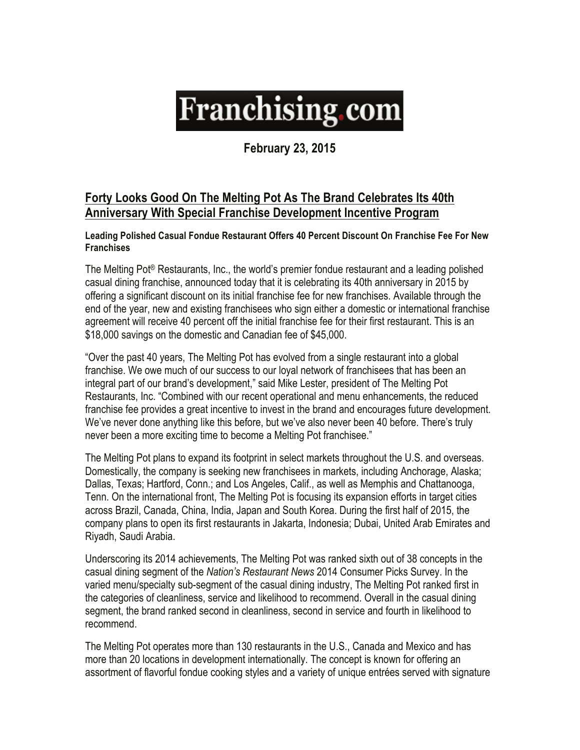# Franchising.com

**February 23, 2015**

## Forty Looks Good On The Melting Pot As The Brand Celebrates Its 40th Anniversary With Special Franchise Development Incentive Program

**Leading Polished Casual Fondue Restaurant Offers 40 Percent Discount On Franchise Fee For New Franchises**

The Melting Pot® Restaurants, Inc., the world's premier fondue restaurant and a leading polished casual dining franchise, announced today that it is celebrating its 40th anniversary in 2015 by offering a significant discount on its initial franchise fee for new franchises. Available through the end of the year, new and existing franchisees who sign either a domestic or international franchise agreement will receive 40 percent off the initial franchise fee for their first restaurant. This is an $18,000 savings on the domestic and Canadian fee of $45,000.

"Over the past 40 years, The Melting Pot has evolved from a single restaurant into a global franchise. We owe much of our success to our loyal network of franchisees that has been an integral part of our brand's development," said Mike Lester, president of The Melting Pot Restaurants, Inc. "Combined with our recent operational and menu enhancements, the reduced franchise fee provides a great incentive to invest in the brand and encourages future development. We've never done anything like this before, but we've also never been 40 before. There's truly never been a more exciting time to become a Melting Pot franchisee."

The Melting Pot plans to expand its footprint in select markets throughout the U.S. and overseas. Domestically, the company is seeking new franchisees in markets, including Anchorage, Alaska; Dallas, Texas; Hartford, Conn.; and Los Angeles, Calif., as well as Memphis and Chattanooga, Tenn. On the international front, The Melting Pot is focusing its expansion efforts in target cities across Brazil, Canada, China, India, Japan and South Korea. During the first half of 2015, the company plans to open its first restaurants in Jakarta, Indonesia; Dubai, United Arab Emirates and Riyadh, Saudi Arabia.

Underscoring its 2014 achievements, The Melting Pot was ranked sixth out of 38 concepts in the casual dining segment of the *Nation's Restaurant News* 2014 Consumer Picks Survey. In the varied menu/specialty sub-segment of the casual dining industry, The Melting Pot ranked first in the categories of cleanliness, service and likelihood to recommend. Overall in the casual dining segment, the brand ranked second in cleanliness, second in service and fourth in likelihood to recommend.

The Melting Pot operates more than 130 restaurants in the U.S., Canada and Mexico and has more than 20 locations in development internationally. The concept is known for offering an assortment of flavorful fondue cooking styles and a variety of unique entrées served with signature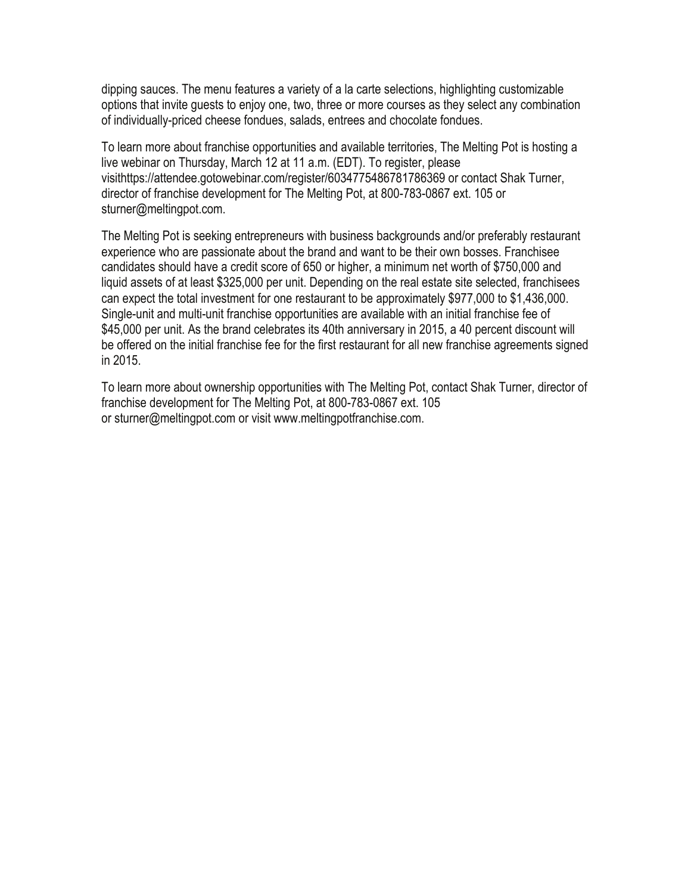dipping sauces. The menu features a variety of a la carte selections, highlighting customizable options that invite guests to enjoy one, two, three or more courses as they select any combination of individually-priced cheese fondues, salads, entrees and chocolate fondues.

To learn more about franchise opportunities and available territories, The Melting Pot is hosting a live webinar on Thursday, March 12 at 11 a.m. (EDT). To register, please visithttps://attendee.gotowebinar.com/register/6034775486781786369 or contact Shak Turner, director of franchise development for The Melting Pot, at 800-783-0867 ext. 105 or sturner@meltingpot.com.

The Melting Pot is seeking entrepreneurs with business backgrounds and/or preferably restaurant experience who are passionate about the brand and want to be their own bosses. Franchisee candidates should have a credit score of 650 or higher, a minimum net worth of $750,000 and liquid assets of at least $325,000 per unit. Depending on the real estate site selected, franchisees can expect the total investment for one restaurant to be approximately $977,000 to $1,436,000. Single-unit and multi-unit franchise opportunities are available with an initial franchise fee of $45,000 per unit. As the brand celebrates its 40th anniversary in 2015, a 40 percent discount will be offered on the initial franchise fee for the first restaurant for all new franchise agreements signed in 2015.

To learn more about ownership opportunities with The Melting Pot, contact Shak Turner, director of franchise development for The Melting Pot, at 800-783-0867 ext. 105 or sturner@meltingpot.com or visit www.meltingpotfranchise.com.